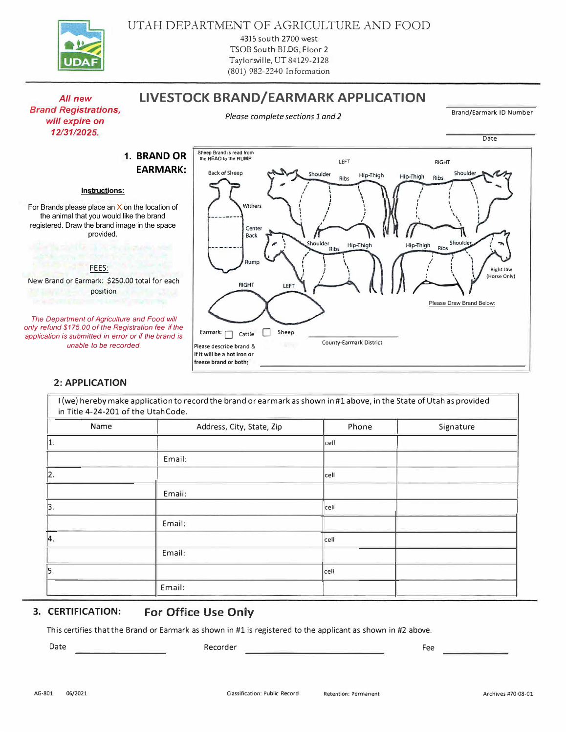# UTAH DEPARTMENT OF AGRICULTURE AND FOOD

4315 south 2700 west
TSOB South BLDG, Floor 2
Taylorsville, UT 84129-2128
(801) 982-2240 Information

*All new Brand Registrations, will expire on 12/31/2025.*

## LIVESTOCK BRAND/EARMARK APPLICATION

*Please complete sections 1 and 2*

Brand/Earmark ID Number

Date

### 1. BRAND OR EARMARK:

**Instructions:**

For Brands please place an X on the location of the animal that you would like the brand registered. Draw the brand image in the space provided.

FEES:
New Brand or Earmark: $250.00 total for each position

*The Department of Agriculture and Food will only refund $175.00 of the Registration fee if the application is submitted in error or if the brand is unable to be recorded.*

Sheep Brand is read from the HEAD to the RUMP

Back of Sheep — Withers, Center Back, Rump

LEFT — Shoulder, Ribs, Hip-Thigh

RIGHT — Hip-Thigh, Ribs, Shoulder

Shoulder, Ribs, Hip-Thigh — Hip-Thigh, Ribs, Shoulder

Right Jaw (Horse Only)

RIGHT LEFT

Please Draw Brand Below:

Earmark: ☐ Cattle ☐ Sheep

County-Earmark District

Please describe brand & if it will be a hot iron or freeze brand or both:

### 2: APPLICATION

| I (we) hereby make application to record the brand or earmark as shown in #1 above, in the State of Utah as provided in Title 4-24-201 of the Utah Code. | | | |
|---|---|---|---|
| Name | Address, City, State, Zip | Phone | Signature |
| 1. | | cell | |
| | Email: | | |
| 2. | | cell | |
| | Email: | | |
| 3. | | cell | |
| | Email: | | |
| 4. | | cell | |
| | Email: | | |
| 5. | | cell | |
| | Email: | | |

### 3. CERTIFICATION: For Office Use Only

This certifies that the Brand or Earmark as shown in #1 is registered to the applicant as shown in #2 above.

Date ______________ Recorder ______________ Fee ______________

AG-801 06/2021 Classification: Public Record Retention: Permanent Archives #70-08-01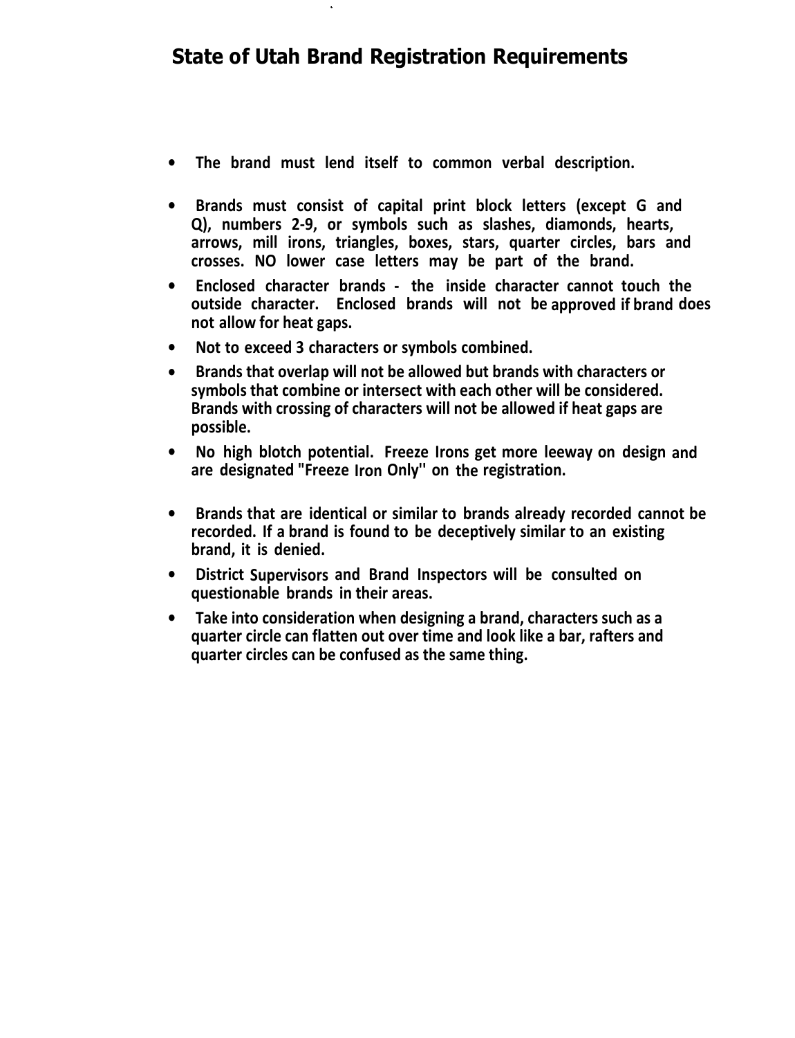# State of Utah Brand Registration Requirements

- The brand must lend itself to common verbal description.
- Brands must consist of capital print block letters (except G and Q), numbers 2-9, or symbols such as slashes, diamonds, hearts, arrows, mill irons, triangles, boxes, stars, quarter circles, bars and crosses. NO lower case letters may be part of the brand.
- Enclosed character brands - the inside character cannot touch the outside character. Enclosed brands will not be approved if brand does not allow for heat gaps.
- Not to exceed 3 characters or symbols combined.
- Brands that overlap will not be allowed but brands with characters or symbols that combine or intersect with each other will be considered. Brands with crossing of characters will not be allowed if heat gaps are possible.
- No high blotch potential. Freeze Irons get more leeway on design and are designated "Freeze Iron Only" on the registration.
- Brands that are identical or similar to brands already recorded cannot be recorded. If a brand is found to be deceptively similar to an existing brand, it is denied.
- District Supervisors and Brand Inspectors will be consulted on questionable brands in their areas.
- Take into consideration when designing a brand, characters such as a quarter circle can flatten out over time and look like a bar, rafters and quarter circles can be confused as the same thing.